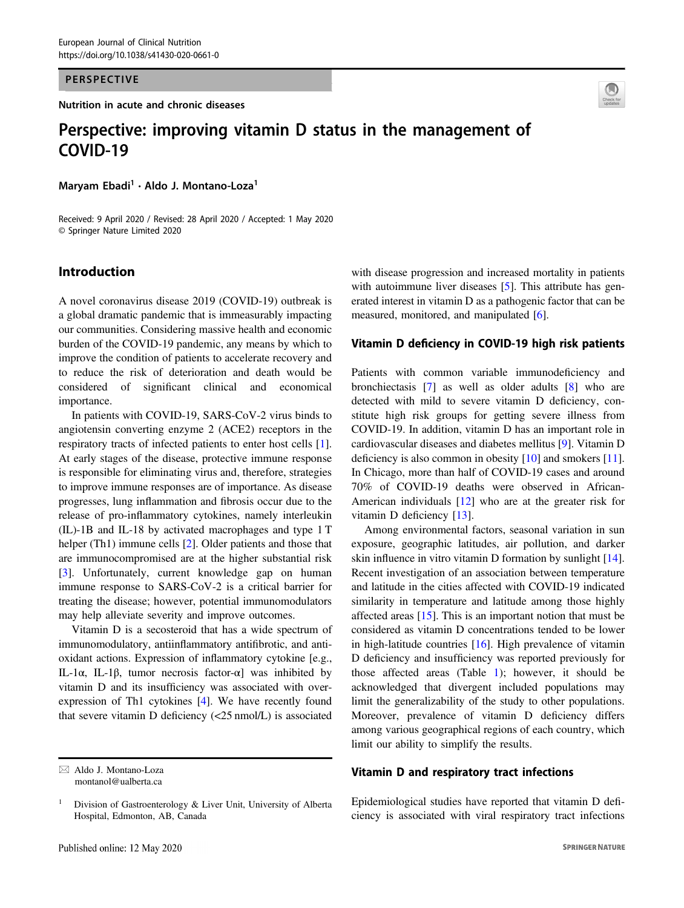PERSPECTIVE

Nutrition in acute and chronic diseases

# Perspective: improving vitamin D status in the management of COVID-19

Maryam Ebadi[1] · Aldo J. Montano-Loza[1]

Received: 9 April 2020 / Revised: 28 April 2020 / Accepted: 1 May 2020
© Springer Nature Limited 2020

## Introduction

A novel coronavirus disease 2019 (COVID-19) outbreak is a global dramatic pandemic that is immeasurably impacting our communities. Considering massive health and economic burden of the COVID-19 pandemic, any means by which to improve the condition of patients to accelerate recovery and to reduce the risk of deterioration and death would be considered of significant clinical and economical importance.

In patients with COVID-19, SARS-CoV-2 virus binds to angiotensin converting enzyme 2 (ACE2) receptors in the respiratory tracts of infected patients to enter host cells [1]. At early stages of the disease, protective immune response is responsible for eliminating virus and, therefore, strategies to improve immune responses are of importance. As disease progresses, lung inflammation and fibrosis occur due to the release of pro-inflammatory cytokines, namely interleukin (IL)-1B and IL-18 by activated macrophages and type 1 T helper (Th1) immune cells [2]. Older patients and those that are immunocompromised are at the higher substantial risk [3]. Unfortunately, current knowledge gap on human immune response to SARS-CoV-2 is a critical barrier for treating the disease; however, potential immunomodulators may help alleviate severity and improve outcomes.

Vitamin D is a secosteroid that has a wide spectrum of immunomodulatory, antiinflammatory antifibrotic, and antioxidant actions. Expression of inflammatory cytokine [e.g., IL-1α, IL-1β, tumor necrosis factor-α] was inhibited by vitamin D and its insufficiency was associated with overexpression of Th1 cytokines [4]. We have recently found that severe vitamin D deficiency (<25 nmol/L) is associated with disease progression and increased mortality in patients with autoimmune liver diseases [5]. This attribute has generated interest in vitamin D as a pathogenic factor that can be measured, monitored, and manipulated [6].

## Vitamin D deficiency in COVID-19 high risk patients

Patients with common variable immunodeficiency and bronchiectasis [7] as well as older adults [8] who are detected with mild to severe vitamin D deficiency, constitute high risk groups for getting severe illness from COVID-19. In addition, vitamin D has an important role in cardiovascular diseases and diabetes mellitus [9]. Vitamin D deficiency is also common in obesity [10] and smokers [11]. In Chicago, more than half of COVID-19 cases and around 70% of COVID-19 deaths were observed in African-American individuals [12] who are at the greater risk for vitamin D deficiency [13].

Among environmental factors, seasonal variation in sun exposure, geographic latitudes, air pollution, and darker skin influence in vitro vitamin D formation by sunlight [14]. Recent investigation of an association between temperature and latitude in the cities affected with COVID-19 indicated similarity in temperature and latitude among those highly affected areas [15]. This is an important notion that must be considered as vitamin D concentrations tended to be lower in high-latitude countries [16]. High prevalence of vitamin D deficiency and insufficiency was reported previously for those affected areas (Table 1); however, it should be acknowledged that divergent included populations may limit the generalizability of the study to other populations. Moreover, prevalence of vitamin D deficiency differs among various geographical regions of each country, which limit our ability to simplify the results.

## Vitamin D and respiratory tract infections

Epidemiological studies have reported that vitamin D deficiency is associated with viral respiratory tract infections

---

✉ Aldo J. Montano-Loza
montanol@ualberta.ca

[1] Division of Gastroenterology & Liver Unit, University of Alberta Hospital, Edmonton, AB, Canada

Published online: 12 May 2020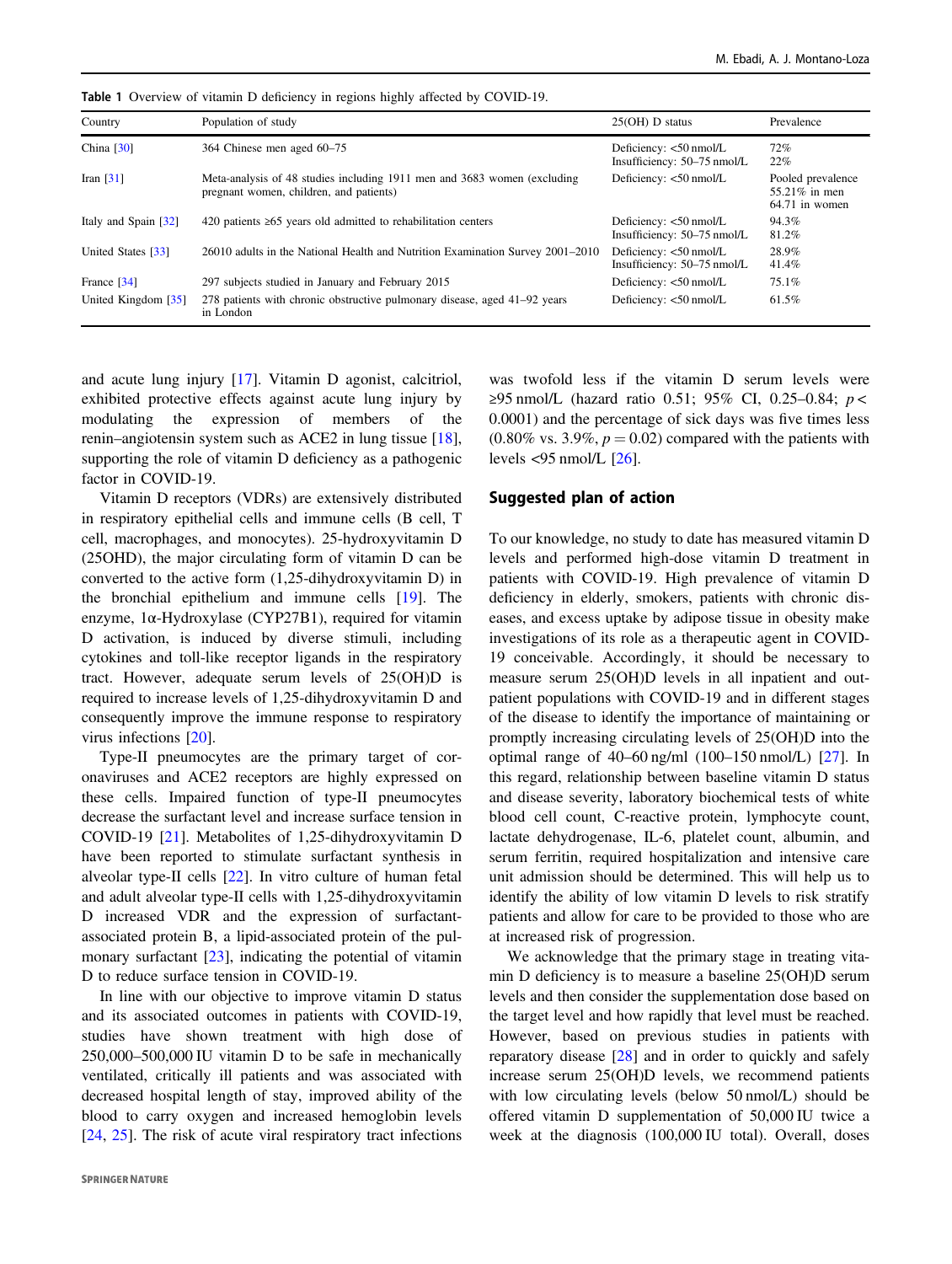Table 1 Overview of vitamin D deficiency in regions highly affected by COVID-19.

| Country | Population of study | 25(OH) D status | Prevalence |
|---|---|---|---|
| China [30] | 364 Chinese men aged 60–75 | Deficiency: <50 nmol/L<br>Insufficiency: 50–75 nmol/L | 72%<br>22% |
| Iran [31] | Meta-analysis of 48 studies including 1911 men and 3683 women (excluding pregnant women, children, and patients) | Deficiency: <50 nmol/L | Pooled prevalence<br>55.21% in men<br>64.71 in women |
| Italy and Spain [32] | 420 patients ≥65 years old admitted to rehabilitation centers | Deficiency: <50 nmol/L<br>Insufficiency: 50–75 nmol/L | 94.3%<br>81.2% |
| United States [33] | 26010 adults in the National Health and Nutrition Examination Survey 2001–2010 | Deficiency: <50 nmol/L<br>Insufficiency: 50–75 nmol/L | 28.9%<br>41.4% |
| France [34] | 297 subjects studied in January and February 2015 | Deficiency: <50 nmol/L | 75.1% |
| United Kingdom [35] | 278 patients with chronic obstructive pulmonary disease, aged 41–92 years in London | Deficiency: <50 nmol/L | 61.5% |

and acute lung injury [17]. Vitamin D agonist, calcitriol, exhibited protective effects against acute lung injury by modulating the expression of members of the renin–angiotensin system such as ACE2 in lung tissue [18], supporting the role of vitamin D deficiency as a pathogenic factor in COVID-19.

Vitamin D receptors (VDRs) are extensively distributed in respiratory epithelial cells and immune cells (B cell, T cell, macrophages, and monocytes). 25-hydroxyvitamin D (25OHD), the major circulating form of vitamin D can be converted to the active form (1,25-dihydroxyvitamin D) in the bronchial epithelium and immune cells [19]. The enzyme, 1α-Hydroxylase (CYP27B1), required for vitamin D activation, is induced by diverse stimuli, including cytokines and toll-like receptor ligands in the respiratory tract. However, adequate serum levels of 25(OH)D is required to increase levels of 1,25-dihydroxyvitamin D and consequently improve the immune response to respiratory virus infections [20].

Type-II pneumocytes are the primary target of coronaviruses and ACE2 receptors are highly expressed on these cells. Impaired function of type-II pneumocytes decrease the surfactant level and increase surface tension in COVID-19 [21]. Metabolites of 1,25-dihydroxyvitamin D have been reported to stimulate surfactant synthesis in alveolar type-II cells [22]. In vitro culture of human fetal and adult alveolar type-II cells with 1,25-dihydroxyvitamin D increased VDR and the expression of surfactant-associated protein B, a lipid-associated protein of the pulmonary surfactant [23], indicating the potential of vitamin D to reduce surface tension in COVID-19.

In line with our objective to improve vitamin D status and its associated outcomes in patients with COVID-19, studies have shown treatment with high dose of 250,000–500,000 IU vitamin D to be safe in mechanically ventilated, critically ill patients and was associated with decreased hospital length of stay, improved ability of the blood to carry oxygen and increased hemoglobin levels [24, 25]. The risk of acute viral respiratory tract infections was twofold less if the vitamin D serum levels were ≥95 nmol/L (hazard ratio 0.51; 95% CI, 0.25–0.84; $p <$ 0.0001) and the percentage of sick days was five times less (0.80% vs. 3.9%, $p = 0.02$) compared with the patients with levels <95 nmol/L [26].

## Suggested plan of action

To our knowledge, no study to date has measured vitamin D levels and performed high-dose vitamin D treatment in patients with COVID-19. High prevalence of vitamin D deficiency in elderly, smokers, patients with chronic diseases, and excess uptake by adipose tissue in obesity make investigations of its role as a therapeutic agent in COVID-19 conceivable. Accordingly, it should be necessary to measure serum 25(OH)D levels in all inpatient and outpatient populations with COVID-19 and in different stages of the disease to identify the importance of maintaining or promptly increasing circulating levels of 25(OH)D into the optimal range of 40–60 ng/ml (100–150 nmol/L) [27]. In this regard, relationship between baseline vitamin D status and disease severity, laboratory biochemical tests of white blood cell count, C-reactive protein, lymphocyte count, lactate dehydrogenase, IL-6, platelet count, albumin, and serum ferritin, required hospitalization and intensive care unit admission should be determined. This will help us to identify the ability of low vitamin D levels to risk stratify patients and allow for care to be provided to those who are at increased risk of progression.

We acknowledge that the primary stage in treating vitamin D deficiency is to measure a baseline 25(OH)D serum levels and then consider the supplementation dose based on the target level and how rapidly that level must be reached. However, based on previous studies in patients with reparatory disease [28] and in order to quickly and safely increase serum 25(OH)D levels, we recommend patients with low circulating levels (below 50 nmol/L) should be offered vitamin D supplementation of 50,000 IU twice a week at the diagnosis (100,000 IU total). Overall, doses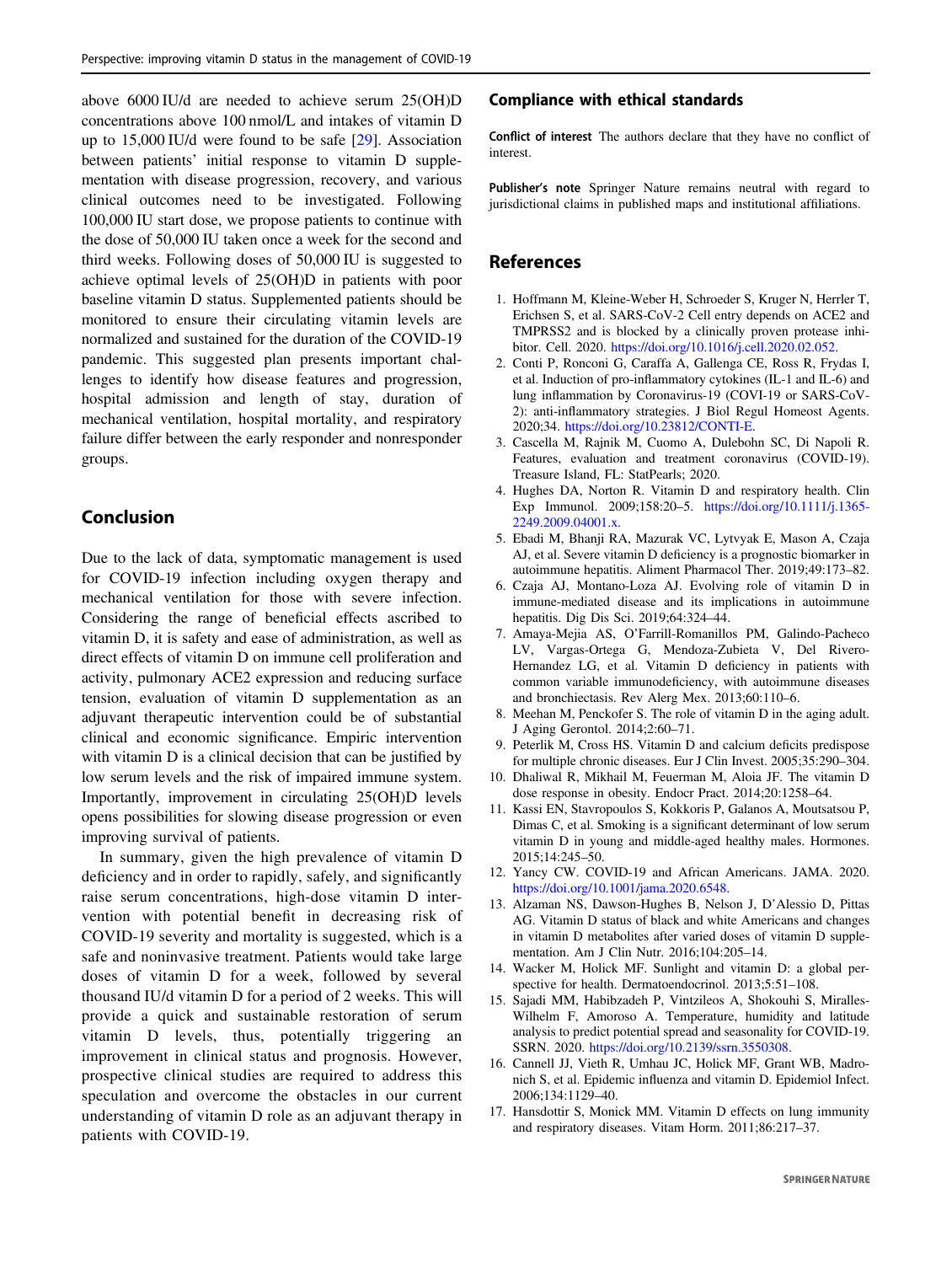above 6000 IU/d are needed to achieve serum 25(OH)D concentrations above 100 nmol/L and intakes of vitamin D up to 15,000 IU/d were found to be safe [29]. Association between patients' initial response to vitamin D supplementation with disease progression, recovery, and various clinical outcomes need to be investigated. Following 100,000 IU start dose, we propose patients to continue with the dose of 50,000 IU taken once a week for the second and third weeks. Following doses of 50,000 IU is suggested to achieve optimal levels of 25(OH)D in patients with poor baseline vitamin D status. Supplemented patients should be monitored to ensure their circulating vitamin levels are normalized and sustained for the duration of the COVID-19 pandemic. This suggested plan presents important challenges to identify how disease features and progression, hospital admission and length of stay, duration of mechanical ventilation, hospital mortality, and respiratory failure differ between the early responder and nonresponder groups.

## Conclusion

Due to the lack of data, symptomatic management is used for COVID-19 infection including oxygen therapy and mechanical ventilation for those with severe infection. Considering the range of beneficial effects ascribed to vitamin D, it is safety and ease of administration, as well as direct effects of vitamin D on immune cell proliferation and activity, pulmonary ACE2 expression and reducing surface tension, evaluation of vitamin D supplementation as an adjuvant therapeutic intervention could be of substantial clinical and economic significance. Empiric intervention with vitamin D is a clinical decision that can be justified by low serum levels and the risk of impaired immune system. Importantly, improvement in circulating 25(OH)D levels opens possibilities for slowing disease progression or even improving survival of patients.

In summary, given the high prevalence of vitamin D deficiency and in order to rapidly, safely, and significantly raise serum concentrations, high-dose vitamin D intervention with potential benefit in decreasing risk of COVID-19 severity and mortality is suggested, which is a safe and noninvasive treatment. Patients would take large doses of vitamin D for a week, followed by several thousand IU/d vitamin D for a period of 2 weeks. This will provide a quick and sustainable restoration of serum vitamin D levels, thus, potentially triggering an improvement in clinical status and prognosis. However, prospective clinical studies are required to address this speculation and overcome the obstacles in our current understanding of vitamin D role as an adjuvant therapy in patients with COVID-19.

### Compliance with ethical standards

**Conflict of interest** The authors declare that they have no conflict of interest.

**Publisher's note** Springer Nature remains neutral with regard to jurisdictional claims in published maps and institutional affiliations.

## References

1. Hoffmann M, Kleine-Weber H, Schroeder S, Kruger N, Herrler T, Erichsen S, et al. SARS-CoV-2 Cell entry depends on ACE2 and TMPRSS2 and is blocked by a clinically proven protease inhibitor. Cell. 2020. https://doi.org/10.1016/j.cell.2020.02.052.
2. Conti P, Ronconi G, Caraffa A, Gallenga CE, Ross R, Frydas I, et al. Induction of pro-inflammatory cytokines (IL-1 and IL-6) and lung inflammation by Coronavirus-19 (COVI-19 or SARS-CoV-2): anti-inflammatory strategies. J Biol Regul Homeost Agents. 2020;34. https://doi.org/10.23812/CONTI-E.
3. Cascella M, Rajnik M, Cuomo A, Dulebohn SC, Di Napoli R. Features, evaluation and treatment coronavirus (COVID-19). Treasure Island, FL: StatPearls; 2020.
4. Hughes DA, Norton R. Vitamin D and respiratory health. Clin Exp Immunol. 2009;158:20–5. https://doi.org/10.1111/j.1365-2249.2009.04001.x.
5. Ebadi M, Bhanji RA, Mazurak VC, Lytvyak E, Mason A, Czaja AJ, et al. Severe vitamin D deficiency is a prognostic biomarker in autoimmune hepatitis. Aliment Pharmacol Ther. 2019;49:173–82.
6. Czaja AJ, Montano-Loza AJ. Evolving role of vitamin D in immune-mediated disease and its implications in autoimmune hepatitis. Dig Dis Sci. 2019;64:324–44.
7. Amaya-Mejia AS, O'Farrill-Romanillos PM, Galindo-Pacheco LV, Vargas-Ortega G, Mendoza-Zubieta V, Del Rivero-Hernandez LG, et al. Vitamin D deficiency in patients with common variable immunodeficiency, with autoimmune diseases and bronchiectasis. Rev Alerg Mex. 2013;60:110–6.
8. Meehan M, Penckofer S. The role of vitamin D in the aging adult. J Aging Gerontol. 2014;2:60–71.
9. Peterlik M, Cross HS. Vitamin D and calcium deficits predispose for multiple chronic diseases. Eur J Clin Invest. 2005;35:290–304.
10. Dhaliwal R, Mikhail M, Feuerman M, Aloia JF. The vitamin D dose response in obesity. Endocr Pract. 2014;20:1258–64.
11. Kassi EN, Stavropoulos S, Kokkoris P, Galanos A, Moutsatsou P, Dimas C, et al. Smoking is a significant determinant of low serum vitamin D in young and middle-aged healthy males. Hormones. 2015;14:245–50.
12. Yancy CW. COVID-19 and African Americans. JAMA. 2020. https://doi.org/10.1001/jama.2020.6548.
13. Alzaman NS, Dawson-Hughes B, Nelson J, D'Alessio D, Pittas AG. Vitamin D status of black and white Americans and changes in vitamin D metabolites after varied doses of vitamin D supplementation. Am J Clin Nutr. 2016;104:205–14.
14. Wacker M, Holick MF. Sunlight and vitamin D: a global perspective for health. Dermatoendocrinol. 2013;5:51–108.
15. Sajadi MM, Habibzadeh P, Vintzileos A, Shokouhi S, Miralles-Wilhelm F, Amoroso A. Temperature, humidity and latitude analysis to predict potential spread and seasonality for COVID-19. SSRN. 2020. https://doi.org/10.2139/ssrn.3550308.
16. Cannell JJ, Vieth R, Umhau JC, Holick MF, Grant WB, Madronich S, et al. Epidemic influenza and vitamin D. Epidemiol Infect. 2006;134:1129–40.
17. Hansdottir S, Monick MM. Vitamin D effects on lung immunity and respiratory diseases. Vitam Horm. 2011;86:217–37.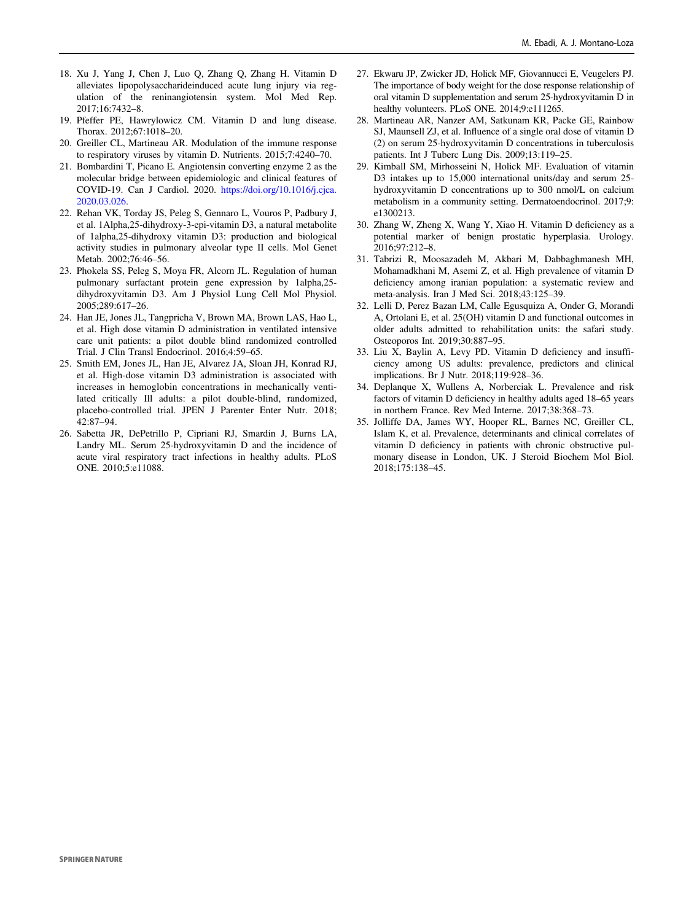18. Xu J, Yang J, Chen J, Luo Q, Zhang Q, Zhang H. Vitamin D alleviates lipopolysaccharideinduced acute lung injury via regulation of the reninangiotensin system. Mol Med Rep. 2017;16:7432–8.
19. Pfeffer PE, Hawrylowicz CM. Vitamin D and lung disease. Thorax. 2012;67:1018–20.
20. Greiller CL, Martineau AR. Modulation of the immune response to respiratory viruses by vitamin D. Nutrients. 2015;7:4240–70.
21. Bombardini T, Picano E. Angiotensin converting enzyme 2 as the molecular bridge between epidemiologic and clinical features of COVID-19. Can J Cardiol. 2020. https://doi.org/10.1016/j.cjca.2020.03.026.
22. Rehan VK, Torday JS, Peleg S, Gennaro L, Vouros P, Padbury J, et al. 1Alpha,25-dihydroxy-3-epi-vitamin D3, a natural metabolite of 1alpha,25-dihydroxy vitamin D3: production and biological activity studies in pulmonary alveolar type II cells. Mol Genet Metab. 2002;76:46–56.
23. Phokela SS, Peleg S, Moya FR, Alcorn JL. Regulation of human pulmonary surfactant protein gene expression by 1alpha,25-dihydroxyvitamin D3. Am J Physiol Lung Cell Mol Physiol. 2005;289:617–26.
24. Han JE, Jones JL, Tangpricha V, Brown MA, Brown LAS, Hao L, et al. High dose vitamin D administration in ventilated intensive care unit patients: a pilot double blind randomized controlled Trial. J Clin Transl Endocrinol. 2016;4:59–65.
25. Smith EM, Jones JL, Han JE, Alvarez JA, Sloan JH, Konrad RJ, et al. High-dose vitamin D3 administration is associated with increases in hemoglobin concentrations in mechanically ventilated critically Ill adults: a pilot double-blind, randomized, placebo-controlled trial. JPEN J Parenter Enter Nutr. 2018;42:87–94.
26. Sabetta JR, DePetrillo P, Cipriani RJ, Smardin J, Burns LA, Landry ML. Serum 25-hydroxyvitamin D and the incidence of acute viral respiratory tract infections in healthy adults. PLoS ONE. 2010;5:e11088.
27. Ekwaru JP, Zwicker JD, Holick MF, Giovannucci E, Veugelers PJ. The importance of body weight for the dose response relationship of oral vitamin D supplementation and serum 25-hydroxyvitamin D in healthy volunteers. PLoS ONE. 2014;9:e111265.
28. Martineau AR, Nanzer AM, Satkunam KR, Packe GE, Rainbow SJ, Maunsell ZJ, et al. Influence of a single oral dose of vitamin D (2) on serum 25-hydroxyvitamin D concentrations in tuberculosis patients. Int J Tuberc Lung Dis. 2009;13:119–25.
29. Kimball SM, Mirhosseini N, Holick MF. Evaluation of vitamin D3 intakes up to 15,000 international units/day and serum 25-hydroxyvitamin D concentrations up to 300 nmol/L on calcium metabolism in a community setting. Dermatoendocrinol. 2017;9:e1300213.
30. Zhang W, Zheng X, Wang Y, Xiao H. Vitamin D deficiency as a potential marker of benign prostatic hyperplasia. Urology. 2016;97:212–8.
31. Tabrizi R, Moosazadeh M, Akbari M, Dabbaghmanesh MH, Mohamadkhani M, Asemi Z, et al. High prevalence of vitamin D deficiency among iranian population: a systematic review and meta-analysis. Iran J Med Sci. 2018;43:125–39.
32. Lelli D, Perez Bazan LM, Calle Egusquiza A, Onder G, Morandi A, Ortolani E, et al. 25(OH) vitamin D and functional outcomes in older adults admitted to rehabilitation units: the safari study. Osteoporos Int. 2019;30:887–95.
33. Liu X, Baylin A, Levy PD. Vitamin D deficiency and insufficiency among US adults: prevalence, predictors and clinical implications. Br J Nutr. 2018;119:928–36.
34. Deplanque X, Wullens A, Norberciak L. Prevalence and risk factors of vitamin D deficiency in healthy adults aged 18–65 years in northern France. Rev Med Interne. 2017;38:368–73.
35. Jolliffe DA, James WY, Hooper RL, Barnes NC, Greiller CL, Islam K, et al. Prevalence, determinants and clinical correlates of vitamin D deficiency in patients with chronic obstructive pulmonary disease in London, UK. J Steroid Biochem Mol Biol. 2018;175:138–45.